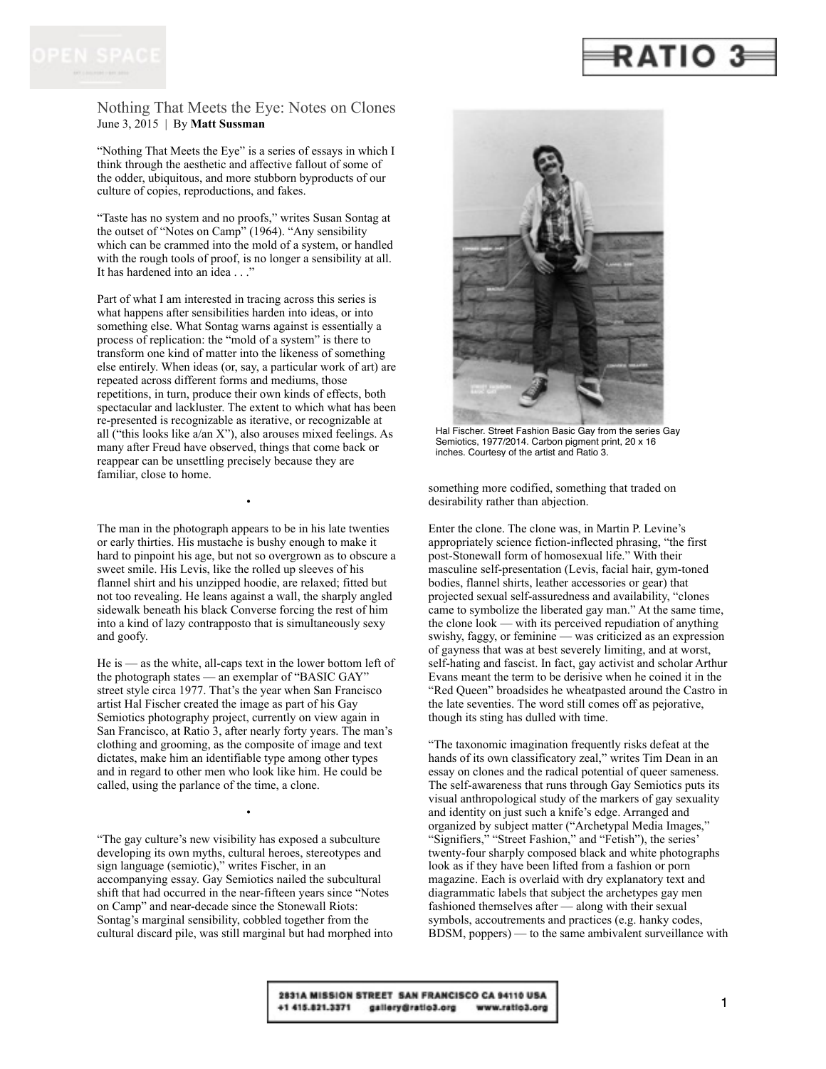# Nothing That Meets the Eye: Notes on Clones

June 3, 2015 | By **Matt Sussman**

"Nothing That Meets the Eye" is a series of essays in which I think through the aesthetic and affective fallout of some of the odder, ubiquitous, and more stubborn byproducts of our culture of copies, reproductions, and fakes.

"Taste has no system and no proofs," writes Susan Sontag at the outset of "Notes on Camp" (1964). "Any sensibility which can be crammed into the mold of a system, or handled with the rough tools of proof, is no longer a sensibility at all. It has hardened into an idea . . ."

Part of what I am interested in tracing across this series is what happens after sensibilities harden into ideas, or into something else. What Sontag warns against is essentially a process of replication: the "mold of a system" is there to transform one kind of matter into the likeness of something else entirely. When ideas (or, say, a particular work of art) are repeated across different forms and mediums, those repetitions, in turn, produce their own kinds of effects, both spectacular and lackluster. The extent to which what has been re-presented is recognizable as iterative, or recognizable at all ("this looks like a/an X"), also arouses mixed feelings. As many after Freud have observed, things that come back or reappear can be unsettling precisely because they are familiar, close to home.

•

The man in the photograph appears to be in his late twenties or early thirties. His mustache is bushy enough to make it hard to pinpoint his age, but not so overgrown as to obscure a sweet smile. His Levis, like the rolled up sleeves of his flannel shirt and his unzipped hoodie, are relaxed; fitted but not too revealing. He leans against a wall, the sharply angled sidewalk beneath his black Converse forcing the rest of him into a kind of lazy contrapposto that is simultaneously sexy and goofy.

He is — as the white, all-caps text in the lower bottom left of the photograph states — an exemplar of "BASIC GAY" street style circa 1977. That's the year when San Francisco artist Hal Fischer created the image as part of his Gay Semiotics photography project, currently on view again in San Francisco, at Ratio 3, after nearly forty years. The man's clothing and grooming, as the composite of image and text dictates, make him an identifiable type among other types and in regard to other men who look like him. He could be called, using the parlance of the time, a clone.

•

"The gay culture's new visibility has exposed a subculture developing its own myths, cultural heroes, stereotypes and sign language (semiotic)," writes Fischer, in an accompanying essay. Gay Semiotics nailed the subcultural shift that had occurred in the near-fifteen years since "Notes on Camp" and near-decade since the Stonewall Riots: Sontag's marginal sensibility, cobbled together from the cultural discard pile, was still marginal but had morphed into something more codified, something that traded on desirability rather than abjection.

Hal Fischer. Street Fashion Basic Gay from the series Gay Semiotics, 1977/2014. Carbon pigment print, 20 x 16 inches. Courtesy of the artist and Ratio 3.

Enter the clone. The clone was, in Martin P. Levine's appropriately science fiction-inflected phrasing, "the first post-Stonewall form of homosexual life." With their masculine self-presentation (Levis, facial hair, gym-toned bodies, flannel shirts, leather accessories or gear) that projected sexual self-assuredness and availability, "clones came to symbolize the liberated gay man." At the same time, the clone look — with its perceived repudiation of anything swishy, faggy, or feminine — was criticized as an expression of gayness that was at best severely limiting, and at worst, self-hating and fascist. In fact, gay activist and scholar Arthur Evans meant the term to be derisive when he coined it in the "Red Queen" broadsides he wheatpasted around the Castro in the late seventies. The word still comes off as pejorative, though its sting has dulled with time.

"The taxonomic imagination frequently risks defeat at the hands of its own classificatory zeal," writes Tim Dean in an essay on clones and the radical potential of queer sameness. The self-awareness that runs through Gay Semiotics puts its visual anthropological study of the markers of gay sexuality and identity on just such a knife's edge. Arranged and organized by subject matter ("Archetypal Media Images," "Signifiers," "Street Fashion," and "Fetish"), the series' twenty-four sharply composed black and white photographs look as if they have been lifted from a fashion or porn magazine. Each is overlaid with dry explanatory text and diagrammatic labels that subject the archetypes gay men fashioned themselves after — along with their sexual symbols, accoutrements and practices (e.g. hanky codes, BDSM, poppers) — to the same ambivalent surveillance with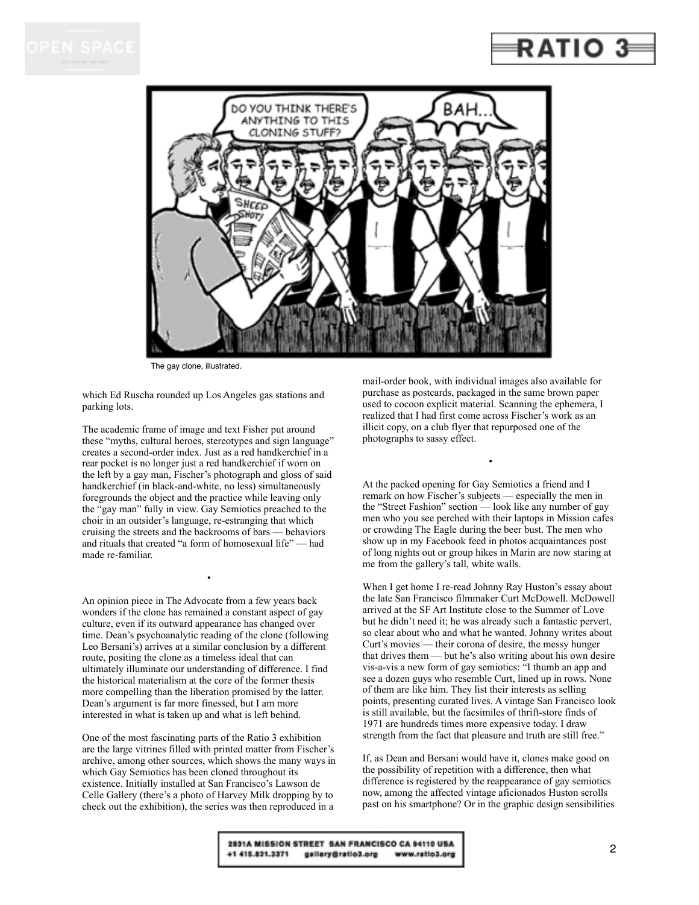The gay clone, illustrated.

which Ed Ruscha rounded up Los Angeles gas stations and parking lots.

The academic frame of image and text Fisher put around these "myths, cultural heroes, stereotypes and sign language" creates a second-order index. Just as a red handkerchief in a rear pocket is no longer just a red handkerchief if worn on the left by a gay man, Fischer's photograph and gloss of said handkerchief (in black-and-white, no less) simultaneously foregrounds the object and the practice while leaving only the "gay man" fully in view. Gay Semiotics preached to the choir in an outsider's language, re-estranging that which cruising the streets and the backrooms of bars — behaviors and rituals that created "a form of homosexual life" — had made re-familiar.

•

An opinion piece in The Advocate from a few years back wonders if the clone has remained a constant aspect of gay culture, even if its outward appearance has changed over time. Dean's psychoanalytic reading of the clone (following Leo Bersani's) arrives at a similar conclusion by a different route, positing the clone as a timeless ideal that can ultimately illuminate our understanding of difference. I find the historical materialism at the core of the former thesis more compelling than the liberation promised by the latter. Dean's argument is far more finessed, but I am more interested in what is taken up and what is left behind.

One of the most fascinating parts of the Ratio 3 exhibition are the large vitrines filled with printed matter from Fischer's archive, among other sources, which shows the many ways in which Gay Semiotics has been cloned throughout its existence. Initially installed at San Francisco's Lawson de Celle Gallery (there's a photo of Harvey Milk dropping by to check out the exhibition), the series was then reproduced in a mail-order book, with individual images also available for purchase as postcards, packaged in the same brown paper used to cocoon explicit material. Scanning the ephemera, I realized that I had first come across Fischer's work as an illicit copy, on a club flyer that repurposed one of the photographs to sassy effect.

•

At the packed opening for Gay Semiotics a friend and I remark on how Fischer's subjects — especially the men in the "Street Fashion" section — look like any number of gay men who you see perched with their laptops in Mission cafes or crowding The Eagle during the beer bust. The men who show up in my Facebook feed in photos acquaintances post of long nights out or group hikes in Marin are now staring at me from the gallery's tall, white walls.

When I get home I re-read Johnny Ray Huston's essay about the late San Francisco filmmaker Curt McDowell. McDowell arrived at the SF Art Institute close to the Summer of Love but he didn't need it; he was already such a fantastic pervert, so clear about who and what he wanted. Johnny writes about Curt's movies — their corona of desire, the messy hunger that drives them — but he's also writing about his own desire vis-a-vis a new form of gay semiotics: "I thumb an app and see a dozen guys who resemble Curt, lined up in rows. None of them are like him. They list their interests as selling points, presenting curated lives. A vintage San Francisco look is still available, but the facsimiles of thrift-store finds of 1971 are hundreds times more expensive today. I draw strength from the fact that pleasure and truth are still free."

If, as Dean and Bersani would have it, clones make good on the possibility of repetition with a difference, then what difference is registered by the reappearance of gay semiotics now, among the affected vintage aficionados Huston scrolls past on his smartphone? Or in the graphic design sensibilities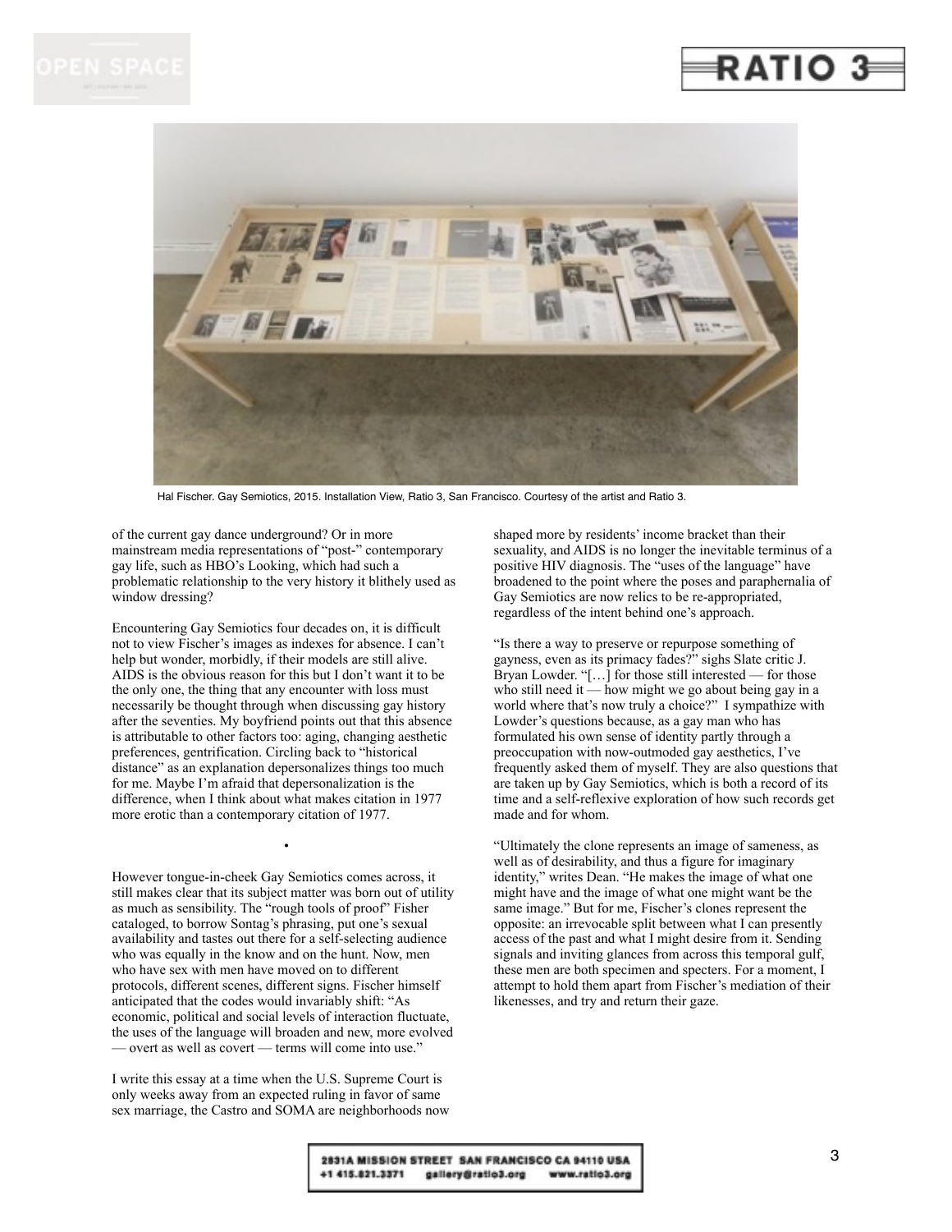Hal Fischer. Gay Semiotics, 2015. Installation View, Ratio 3, San Francisco. Courtesy of the artist and Ratio 3.

of the current gay dance underground? Or in more mainstream media representations of "post-" contemporary gay life, such as HBO's Looking, which had such a problematic relationship to the very history it blithely used as window dressing?

Encountering Gay Semiotics four decades on, it is difficult not to view Fischer's images as indexes for absence. I can't help but wonder, morbidly, if their models are still alive. AIDS is the obvious reason for this but I don't want it to be the only one, the thing that any encounter with loss must necessarily be thought through when discussing gay history after the seventies. My boyfriend points out that this absence is attributable to other factors too: aging, changing aesthetic preferences, gentrification. Circling back to "historical distance" as an explanation depersonalizes things too much for me. Maybe I'm afraid that depersonalization is the difference, when I think about what makes citation in 1977 more erotic than a contemporary citation of 1977.

•

However tongue-in-cheek Gay Semiotics comes across, it still makes clear that its subject matter was born out of utility as much as sensibility. The "rough tools of proof" Fisher cataloged, to borrow Sontag's phrasing, put one's sexual availability and tastes out there for a self-selecting audience who was equally in the know and on the hunt. Now, men who have sex with men have moved on to different protocols, different scenes, different signs. Fischer himself anticipated that the codes would invariably shift: "As economic, political and social levels of interaction fluctuate, the uses of the language will broaden and new, more evolved — overt as well as covert — terms will come into use."

I write this essay at a time when the U.S. Supreme Court is only weeks away from an expected ruling in favor of same sex marriage, the Castro and SOMA are neighborhoods now shaped more by residents' income bracket than their sexuality, and AIDS is no longer the inevitable terminus of a positive HIV diagnosis. The "uses of the language" have broadened to the point where the poses and paraphernalia of Gay Semiotics are now relics to be re-appropriated, regardless of the intent behind one's approach.

"Is there a way to preserve or repurpose something of gayness, even as its primacy fades?" sighs Slate critic J. Bryan Lowder. "[…] for those still interested — for those who still need it — how might we go about being gay in a world where that's now truly a choice?" I sympathize with Lowder's questions because, as a gay man who has formulated his own sense of identity partly through a preoccupation with now-outmoded gay aesthetics, I've frequently asked them of myself. They are also questions that are taken up by Gay Semiotics, which is both a record of its time and a self-reflexive exploration of how such records get made and for whom.

"Ultimately the clone represents an image of sameness, as well as of desirability, and thus a figure for imaginary identity," writes Dean. "He makes the image of what one might have and the image of what one might want be the same image." But for me, Fischer's clones represent the opposite: an irrevocable split between what I can presently access of the past and what I might desire from it. Sending signals and inviting glances from across this temporal gulf, these men are both specimen and specters. For a moment, I attempt to hold them apart from Fischer's mediation of their likenesses, and try and return their gaze.